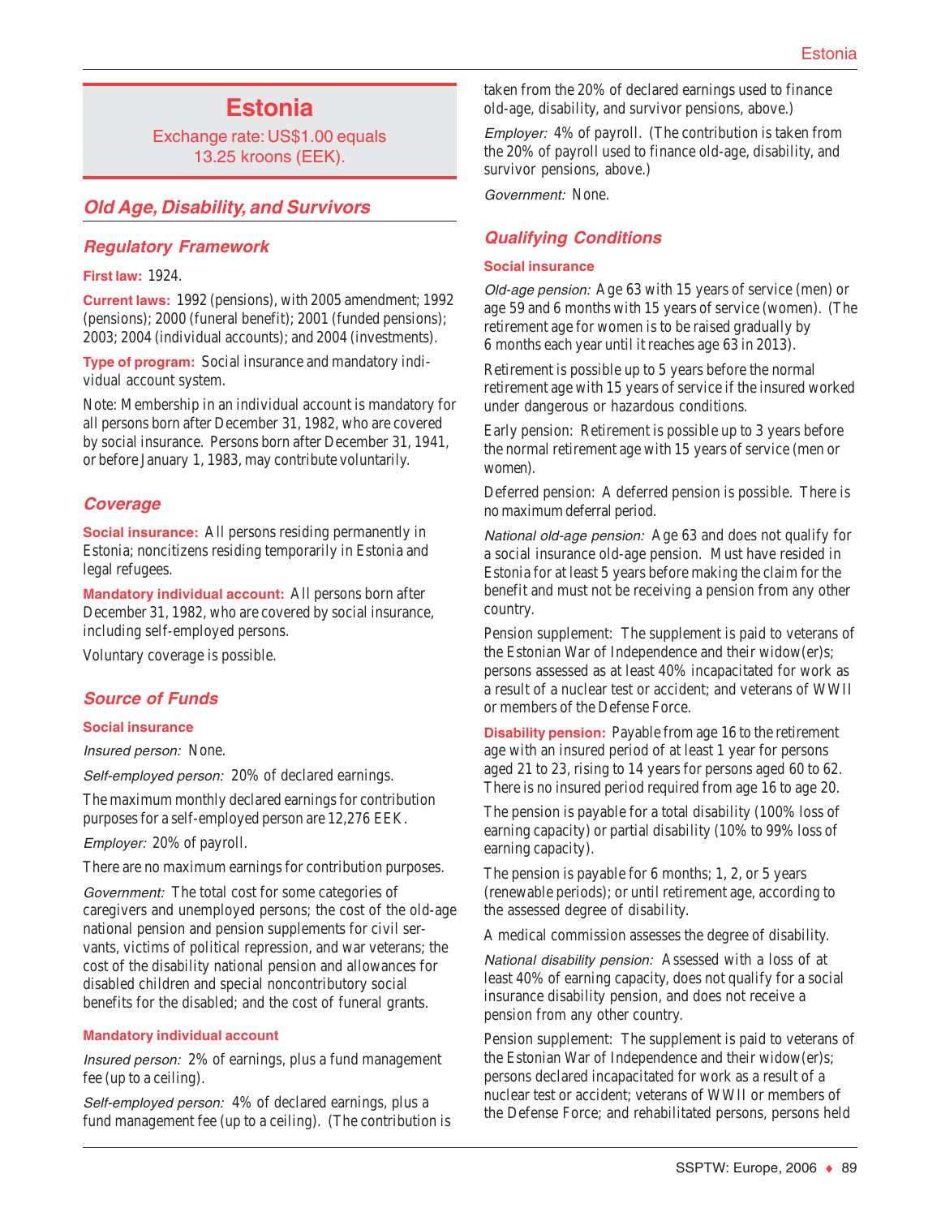# Estonia

Exchange rate: US$1.00 equals 13.25 kroons (EEK).

## Old Age, Disability, and Survivors

### Regulatory Framework

**First law:** 1924.

**Current laws:** 1992 (pensions), with 2005 amendment; 1992 (pensions); 2000 (funeral benefit); 2001 (funded pensions); 2003; 2004 (individual accounts); and 2004 (investments).

**Type of program:** Social insurance and mandatory individual account system.

Note: Membership in an individual account is mandatory for all persons born after December 31, 1982, who are covered by social insurance. Persons born after December 31, 1941, or before January 1, 1983, may contribute voluntarily.

### Coverage

**Social insurance:** All persons residing permanently in Estonia; noncitizens residing temporarily in Estonia and legal refugees.

**Mandatory individual account:** All persons born after December 31, 1982, who are covered by social insurance, including self-employed persons.

Voluntary coverage is possible.

### Source of Funds

**Social insurance**

*Insured person:* None.

*Self-employed person:* 20% of declared earnings.

The maximum monthly declared earnings for contribution purposes for a self-employed person are 12,276 EEK.

*Employer:* 20% of payroll.

There are no maximum earnings for contribution purposes.

*Government:* The total cost for some categories of caregivers and unemployed persons; the cost of the old-age national pension and pension supplements for civil servants, victims of political repression, and war veterans; the cost of the disability national pension and allowances for disabled children and special noncontributory social benefits for the disabled; and the cost of funeral grants.

**Mandatory individual account**

*Insured person:* 2% of earnings, plus a fund management fee (up to a ceiling).

*Self-employed person:* 4% of declared earnings, plus a fund management fee (up to a ceiling). (The contribution is taken from the 20% of declared earnings used to finance old-age, disability, and survivor pensions, above.)

*Employer:* 4% of payroll. (The contribution is taken from the 20% of payroll used to finance old-age, disability, and survivor pensions, above.)

*Government:* None.

### Qualifying Conditions

**Social insurance**

*Old-age pension:* Age 63 with 15 years of service (men) or age 59 and 6 months with 15 years of service (women). (The retirement age for women is to be raised gradually by 6 months each year until it reaches age 63 in 2013).

Retirement is possible up to 5 years before the normal retirement age with 15 years of service if the insured worked under dangerous or hazardous conditions.

Early pension: Retirement is possible up to 3 years before the normal retirement age with 15 years of service (men or women).

Deferred pension: A deferred pension is possible. There is no maximum deferral period.

*National old-age pension:* Age 63 and does not qualify for a social insurance old-age pension. Must have resided in Estonia for at least 5 years before making the claim for the benefit and must not be receiving a pension from any other country.

Pension supplement: The supplement is paid to veterans of the Estonian War of Independence and their widow(er)s; persons assessed as at least 40% incapacitated for work as a result of a nuclear test or accident; and veterans of WWII or members of the Defense Force.

**Disability pension:** Payable from age 16 to the retirement age with an insured period of at least 1 year for persons aged 21 to 23, rising to 14 years for persons aged 60 to 62. There is no insured period required from age 16 to age 20.

The pension is payable for a total disability (100% loss of earning capacity) or partial disability (10% to 99% loss of earning capacity).

The pension is payable for 6 months; 1, 2, or 5 years (renewable periods); or until retirement age, according to the assessed degree of disability.

A medical commission assesses the degree of disability.

*National disability pension:* Assessed with a loss of at least 40% of earning capacity, does not qualify for a social insurance disability pension, and does not receive a pension from any other country.

Pension supplement: The supplement is paid to veterans of the Estonian War of Independence and their widow(er)s; persons declared incapacitated for work as a result of a nuclear test or accident; veterans of WWII or members of the Defense Force; and rehabilitated persons, persons held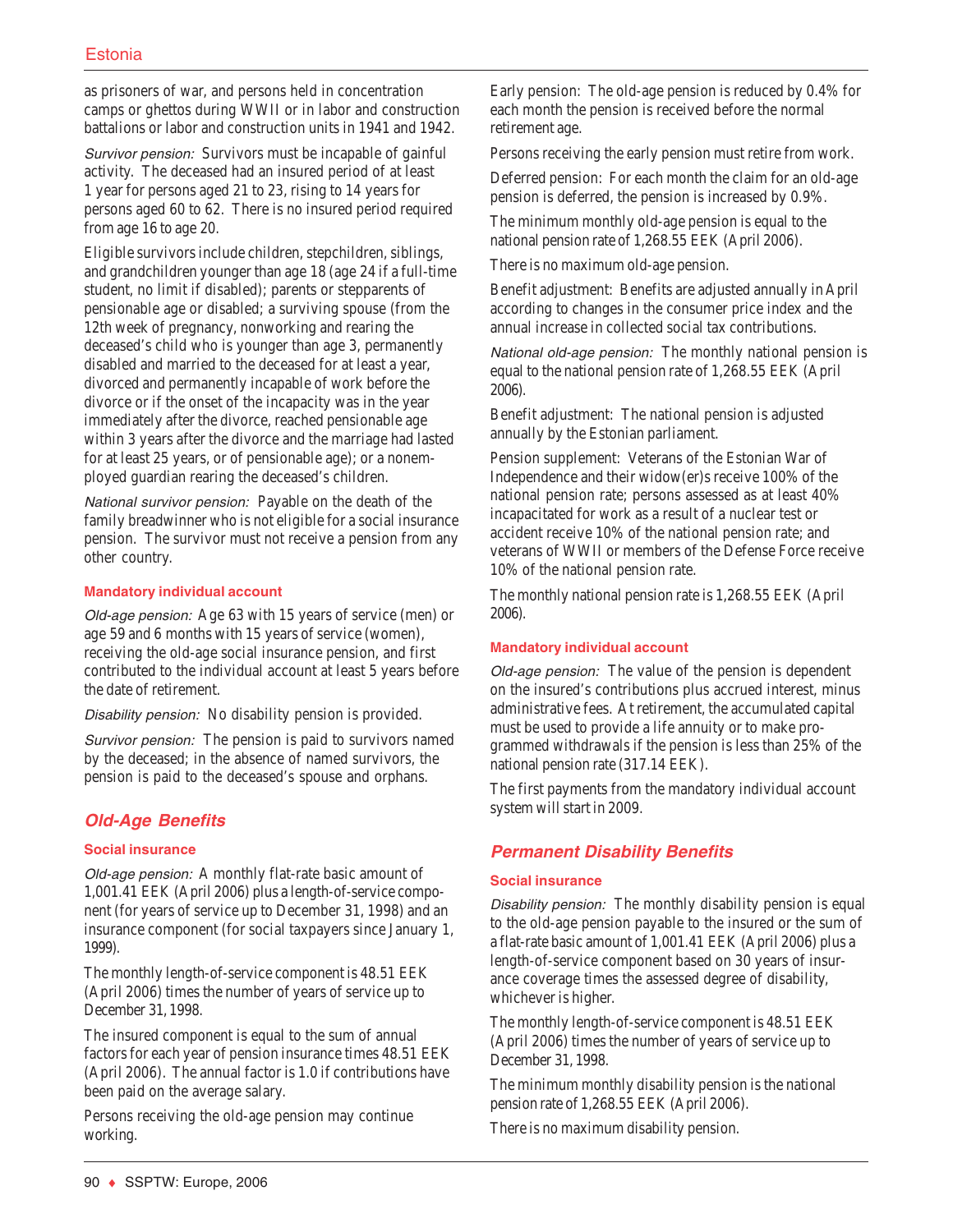as prisoners of war, and persons held in concentration camps or ghettos during WWII or in labor and construction battalions or labor and construction units in 1941 and 1942.

*Survivor pension:* Survivors must be incapable of gainful activity. The deceased had an insured period of at least 1 year for persons aged 21 to 23, rising to 14 years for persons aged 60 to 62. There is no insured period required from age 16 to age 20.

Eligible survivors include children, stepchildren, siblings, and grandchildren younger than age 18 (age 24 if a full-time student, no limit if disabled); parents or stepparents of pensionable age or disabled; a surviving spouse (from the 12th week of pregnancy, nonworking and rearing the deceased's child who is younger than age 3, permanently disabled and married to the deceased for at least a year, divorced and permanently incapable of work before the divorce or if the onset of the incapacity was in the year immediately after the divorce, reached pensionable age within 3 years after the divorce and the marriage had lasted for at least 25 years, or of pensionable age); or a nonemployed guardian rearing the deceased's children.

*National survivor pension:* Payable on the death of the family breadwinner who is not eligible for a social insurance pension. The survivor must not receive a pension from any other country.

### Mandatory individual account

*Old-age pension:* Age 63 with 15 years of service (men) or age 59 and 6 months with 15 years of service (women), receiving the old-age social insurance pension, and first contributed to the individual account at least 5 years before the date of retirement.

*Disability pension:* No disability pension is provided.

*Survivor pension:* The pension is paid to survivors named by the deceased; in the absence of named survivors, the pension is paid to the deceased's spouse and orphans.

## Old-Age Benefits

### Social insurance

*Old-age pension:* A monthly flat-rate basic amount of 1,001.41 EEK (April 2006) plus a length-of-service component (for years of service up to December 31, 1998) and an insurance component (for social taxpayers since January 1, 1999).

The monthly length-of-service component is 48.51 EEK (April 2006) times the number of years of service up to December 31, 1998.

The insured component is equal to the sum of annual factors for each year of pension insurance times 48.51 EEK (April 2006). The annual factor is 1.0 if contributions have been paid on the average salary.

Persons receiving the old-age pension may continue working.

Early pension: The old-age pension is reduced by 0.4% for each month the pension is received before the normal retirement age.

Persons receiving the early pension must retire from work.

Deferred pension: For each month the claim for an old-age pension is deferred, the pension is increased by 0.9%.

The minimum monthly old-age pension is equal to the national pension rate of 1,268.55 EEK (April 2006).

There is no maximum old-age pension.

Benefit adjustment: Benefits are adjusted annually in April according to changes in the consumer price index and the annual increase in collected social tax contributions.

*National old-age pension:* The monthly national pension is equal to the national pension rate of 1,268.55 EEK (April 2006).

Benefit adjustment: The national pension is adjusted annually by the Estonian parliament.

Pension supplement: Veterans of the Estonian War of Independence and their widow(er)s receive 100% of the national pension rate; persons assessed as at least 40% incapacitated for work as a result of a nuclear test or accident receive 10% of the national pension rate; and veterans of WWII or members of the Defense Force receive 10% of the national pension rate.

The monthly national pension rate is 1,268.55 EEK (April 2006).

### Mandatory individual account

*Old-age pension:* The value of the pension is dependent on the insured's contributions plus accrued interest, minus administrative fees. At retirement, the accumulated capital must be used to provide a life annuity or to make programmed withdrawals if the pension is less than 25% of the national pension rate (317.14 EEK).

The first payments from the mandatory individual account system will start in 2009.

## Permanent Disability Benefits

### Social insurance

*Disability pension:* The monthly disability pension is equal to the old-age pension payable to the insured or the sum of a flat-rate basic amount of 1,001.41 EEK (April 2006) plus a length-of-service component based on 30 years of insurance coverage times the assessed degree of disability, whichever is higher.

The monthly length-of-service component is 48.51 EEK (April 2006) times the number of years of service up to December 31, 1998.

The minimum monthly disability pension is the national pension rate of 1,268.55 EEK (April 2006).

There is no maximum disability pension.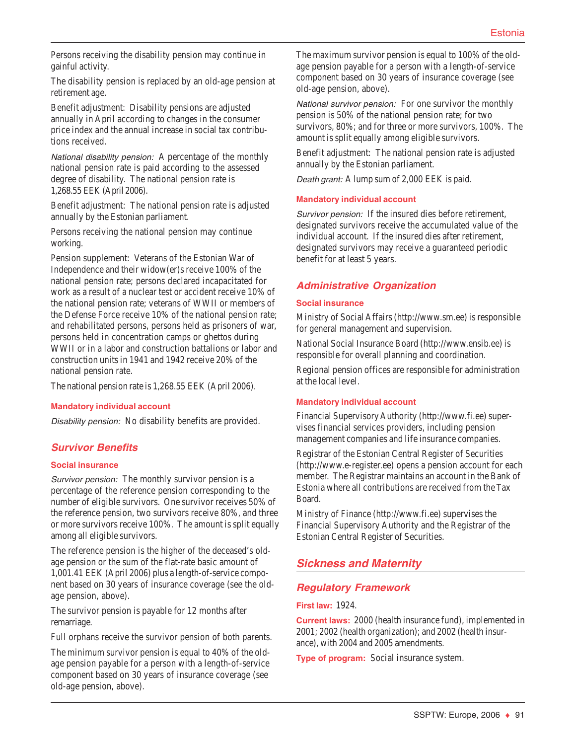Persons receiving the disability pension may continue in gainful activity.

The disability pension is replaced by an old-age pension at retirement age.

Benefit adjustment: Disability pensions are adjusted annually in April according to changes in the consumer price index and the annual increase in social tax contributions received.

*National disability pension:* A percentage of the monthly national pension rate is paid according to the assessed degree of disability. The national pension rate is 1,268.55 EEK (April 2006).

Benefit adjustment: The national pension rate is adjusted annually by the Estonian parliament.

Persons receiving the national pension may continue working.

Pension supplement: Veterans of the Estonian War of Independence and their widow(er)s receive 100% of the national pension rate; persons declared incapacitated for work as a result of a nuclear test or accident receive 10% of the national pension rate; veterans of WWII or members of the Defense Force receive 10% of the national pension rate; and rehabilitated persons, persons held as prisoners of war, persons held in concentration camps or ghettos during WWII or in a labor and construction battalions or labor and construction units in 1941 and 1942 receive 20% of the national pension rate.

The national pension rate is 1,268.55 EEK (April 2006).

#### Mandatory individual account

*Disability pension:* No disability benefits are provided.

### Survivor Benefits

#### Social insurance

*Survivor pension:* The monthly survivor pension is a percentage of the reference pension corresponding to the number of eligible survivors. One survivor receives 50% of the reference pension, two survivors receive 80%, and three or more survivors receive 100%. The amount is split equally among all eligible survivors.

The reference pension is the higher of the deceased's old-age pension or the sum of the flat-rate basic amount of 1,001.41 EEK (April 2006) plus a length-of-service component based on 30 years of insurance coverage (see the old-age pension, above).

The survivor pension is payable for 12 months after remarriage.

Full orphans receive the survivor pension of both parents.

The minimum survivor pension is equal to 40% of the old-age pension payable for a person with a length-of-service component based on 30 years of insurance coverage (see old-age pension, above).

The maximum survivor pension is equal to 100% of the old-age pension payable for a person with a length-of-service component based on 30 years of insurance coverage (see old-age pension, above).

*National survivor pension:* For one survivor the monthly pension is 50% of the national pension rate; for two survivors, 80%; and for three or more survivors, 100%. The amount is split equally among eligible survivors.

Benefit adjustment: The national pension rate is adjusted annually by the Estonian parliament.

*Death grant:* A lump sum of 2,000 EEK is paid.

#### Mandatory individual account

*Survivor pension:* If the insured dies before retirement, designated survivors receive the accumulated value of the individual account. If the insured dies after retirement, designated survivors may receive a guaranteed periodic benefit for at least 5 years.

### Administrative Organization

#### Social insurance

Ministry of Social Affairs (http://www.sm.ee) is responsible for general management and supervision.

National Social Insurance Board (http://www.ensib.ee) is responsible for overall planning and coordination.

Regional pension offices are responsible for administration at the local level.

#### Mandatory individual account

Financial Supervisory Authority (http://www.fi.ee) supervises financial services providers, including pension management companies and life insurance companies.

Registrar of the Estonian Central Register of Securities (http://www.e-register.ee) opens a pension account for each member. The Registrar maintains an account in the Bank of Estonia where all contributions are received from the Tax Board.

Ministry of Finance (http://www.fi.ee) supervises the Financial Supervisory Authority and the Registrar of the Estonian Central Register of Securities.

## Sickness and Maternity

### Regulatory Framework

**First law:** 1924.

**Current laws:** 2000 (health insurance fund), implemented in 2001; 2002 (health organization); and 2002 (health insurance), with 2004 and 2005 amendments.

**Type of program:** Social insurance system.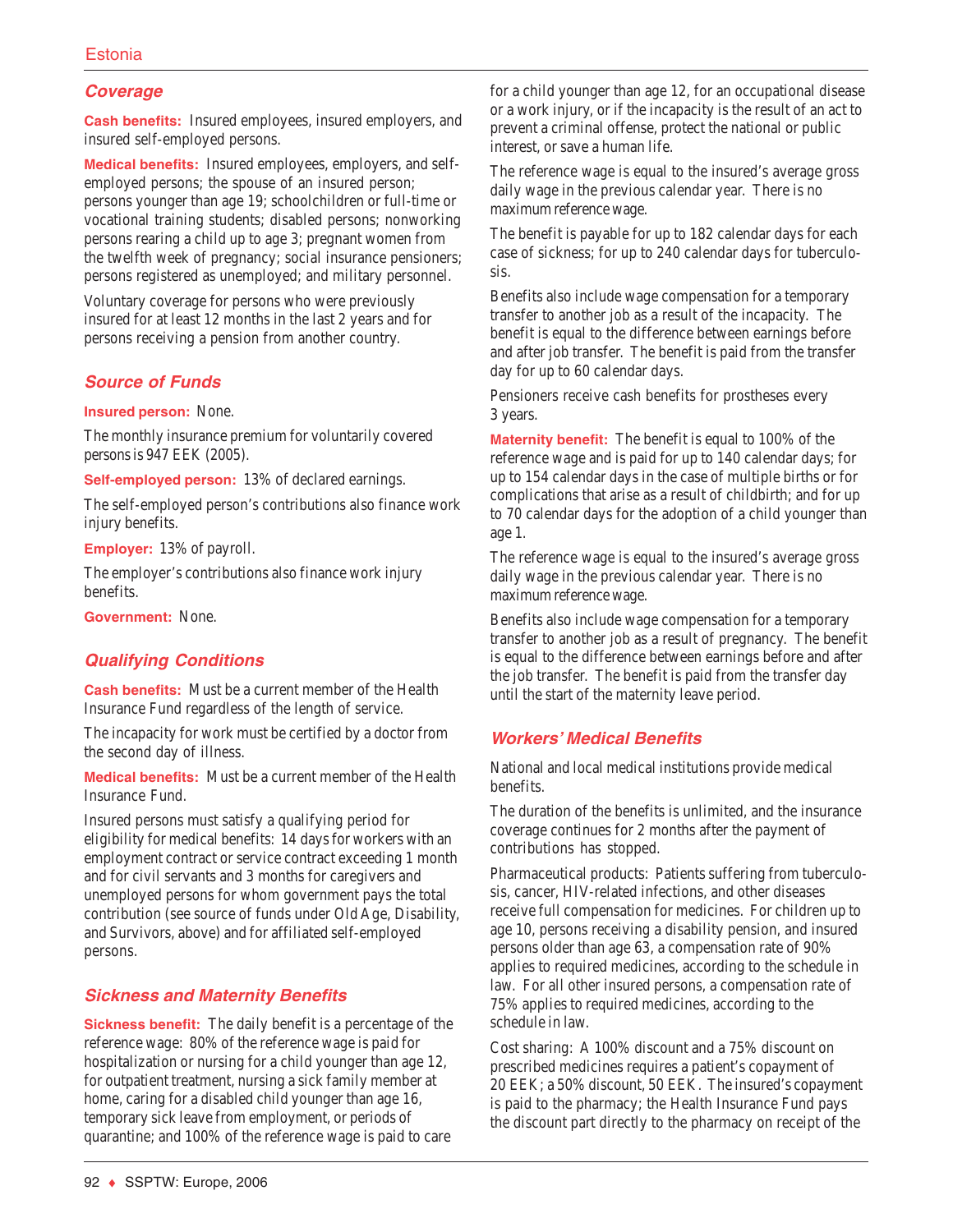## Coverage

**Cash benefits:** Insured employees, insured employers, and insured self-employed persons.

**Medical benefits:** Insured employees, employers, and self-employed persons; the spouse of an insured person; persons younger than age 19; schoolchildren or full-time or vocational training students; disabled persons; nonworking persons rearing a child up to age 3; pregnant women from the twelfth week of pregnancy; social insurance pensioners; persons registered as unemployed; and military personnel.

Voluntary coverage for persons who were previously insured for at least 12 months in the last 2 years and for persons receiving a pension from another country.

## Source of Funds

**Insured person:** None.

The monthly insurance premium for voluntarily covered persons is 947 EEK (2005).

**Self-employed person:** 13% of declared earnings.

The self-employed person's contributions also finance work injury benefits.

**Employer:** 13% of payroll.

The employer's contributions also finance work injury benefits.

**Government:** None.

## Qualifying Conditions

**Cash benefits:** Must be a current member of the Health Insurance Fund regardless of the length of service.

The incapacity for work must be certified by a doctor from the second day of illness.

**Medical benefits:** Must be a current member of the Health Insurance Fund.

Insured persons must satisfy a qualifying period for eligibility for medical benefits: 14 days for workers with an employment contract or service contract exceeding 1 month and for civil servants and 3 months for caregivers and unemployed persons for whom government pays the total contribution (see source of funds under Old Age, Disability, and Survivors, above) and for affiliated self-employed persons.

## Sickness and Maternity Benefits

**Sickness benefit:** The daily benefit is a percentage of the reference wage: 80% of the reference wage is paid for hospitalization or nursing for a child younger than age 12, for outpatient treatment, nursing a sick family member at home, caring for a disabled child younger than age 16, temporary sick leave from employment, or periods of quarantine; and 100% of the reference wage is paid to care for a child younger than age 12, for an occupational disease or a work injury, or if the incapacity is the result of an act to prevent a criminal offense, protect the national or public interest, or save a human life.

The reference wage is equal to the insured's average gross daily wage in the previous calendar year. There is no maximum reference wage.

The benefit is payable for up to 182 calendar days for each case of sickness; for up to 240 calendar days for tuberculosis.

Benefits also include wage compensation for a temporary transfer to another job as a result of the incapacity. The benefit is equal to the difference between earnings before and after job transfer. The benefit is paid from the transfer day for up to 60 calendar days.

Pensioners receive cash benefits for prostheses every 3 years.

**Maternity benefit:** The benefit is equal to 100% of the reference wage and is paid for up to 140 calendar days; for up to 154 calendar days in the case of multiple births or for complications that arise as a result of childbirth; and for up to 70 calendar days for the adoption of a child younger than age 1.

The reference wage is equal to the insured's average gross daily wage in the previous calendar year. There is no maximum reference wage.

Benefits also include wage compensation for a temporary transfer to another job as a result of pregnancy. The benefit is equal to the difference between earnings before and after the job transfer. The benefit is paid from the transfer day until the start of the maternity leave period.

## Workers' Medical Benefits

National and local medical institutions provide medical benefits.

The duration of the benefits is unlimited, and the insurance coverage continues for 2 months after the payment of contributions has stopped.

Pharmaceutical products: Patients suffering from tuberculosis, cancer, HIV-related infections, and other diseases receive full compensation for medicines. For children up to age 10, persons receiving a disability pension, and insured persons older than age 63, a compensation rate of 90% applies to required medicines, according to the schedule in law. For all other insured persons, a compensation rate of 75% applies to required medicines, according to the schedule in law.

Cost sharing: A 100% discount and a 75% discount on prescribed medicines requires a patient's copayment of 20 EEK; a 50% discount, 50 EEK. The insured's copayment is paid to the pharmacy; the Health Insurance Fund pays the discount part directly to the pharmacy on receipt of the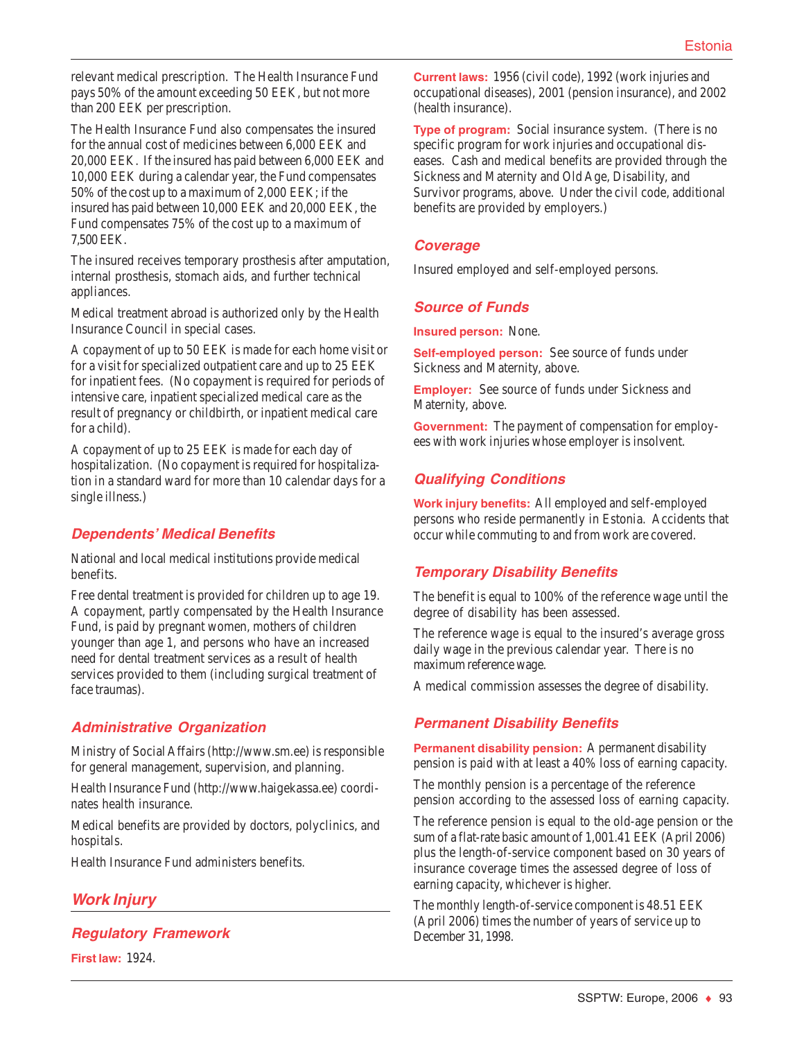relevant medical prescription. The Health Insurance Fund pays 50% of the amount exceeding 50 EEK, but not more than 200 EEK per prescription.

The Health Insurance Fund also compensates the insured for the annual cost of medicines between 6,000 EEK and 20,000 EEK. If the insured has paid between 6,000 EEK and 10,000 EEK during a calendar year, the Fund compensates 50% of the cost up to a maximum of 2,000 EEK; if the insured has paid between 10,000 EEK and 20,000 EEK, the Fund compensates 75% of the cost up to a maximum of 7,500 EEK.

The insured receives temporary prosthesis after amputation, internal prosthesis, stomach aids, and further technical appliances.

Medical treatment abroad is authorized only by the Health Insurance Council in special cases.

A copayment of up to 50 EEK is made for each home visit or for a visit for specialized outpatient care and up to 25 EEK for inpatient fees. (No copayment is required for periods of intensive care, inpatient specialized medical care as the result of pregnancy or childbirth, or inpatient medical care for a child).

A copayment of up to 25 EEK is made for each day of hospitalization. (No copayment is required for hospitalization in a standard ward for more than 10 calendar days for a single illness.)

### Dependents' Medical Benefits

National and local medical institutions provide medical benefits.

Free dental treatment is provided for children up to age 19. A copayment, partly compensated by the Health Insurance Fund, is paid by pregnant women, mothers of children younger than age 1, and persons who have an increased need for dental treatment services as a result of health services provided to them (including surgical treatment of face traumas).

### Administrative Organization

Ministry of Social Affairs (http://www.sm.ee) is responsible for general management, supervision, and planning.

Health Insurance Fund (http://www.haigekassa.ee) coordinates health insurance.

Medical benefits are provided by doctors, polyclinics, and hospitals.

Health Insurance Fund administers benefits.

## Work Injury

### Regulatory Framework

**First law:** 1924.

**Current laws:** 1956 (civil code), 1992 (work injuries and occupational diseases), 2001 (pension insurance), and 2002 (health insurance).

**Type of program:** Social insurance system. (There is no specific program for work injuries and occupational diseases. Cash and medical benefits are provided through the Sickness and Maternity and Old Age, Disability, and Survivor programs, above. Under the civil code, additional benefits are provided by employers.)

### Coverage

Insured employed and self-employed persons.

### Source of Funds

**Insured person:** None.

**Self-employed person:** See source of funds under Sickness and Maternity, above.

**Employer:** See source of funds under Sickness and Maternity, above.

**Government:** The payment of compensation for employees with work injuries whose employer is insolvent.

### Qualifying Conditions

**Work injury benefits:** All employed and self-employed persons who reside permanently in Estonia. Accidents that occur while commuting to and from work are covered.

### Temporary Disability Benefits

The benefit is equal to 100% of the reference wage until the degree of disability has been assessed.

The reference wage is equal to the insured's average gross daily wage in the previous calendar year. There is no maximum reference wage.

A medical commission assesses the degree of disability.

### Permanent Disability Benefits

**Permanent disability pension:** A permanent disability pension is paid with at least a 40% loss of earning capacity.

The monthly pension is a percentage of the reference pension according to the assessed loss of earning capacity.

The reference pension is equal to the old-age pension or the sum of a flat-rate basic amount of 1,001.41 EEK (April 2006) plus the length-of-service component based on 30 years of insurance coverage times the assessed degree of loss of earning capacity, whichever is higher.

The monthly length-of-service component is 48.51 EEK (April 2006) times the number of years of service up to December 31, 1998.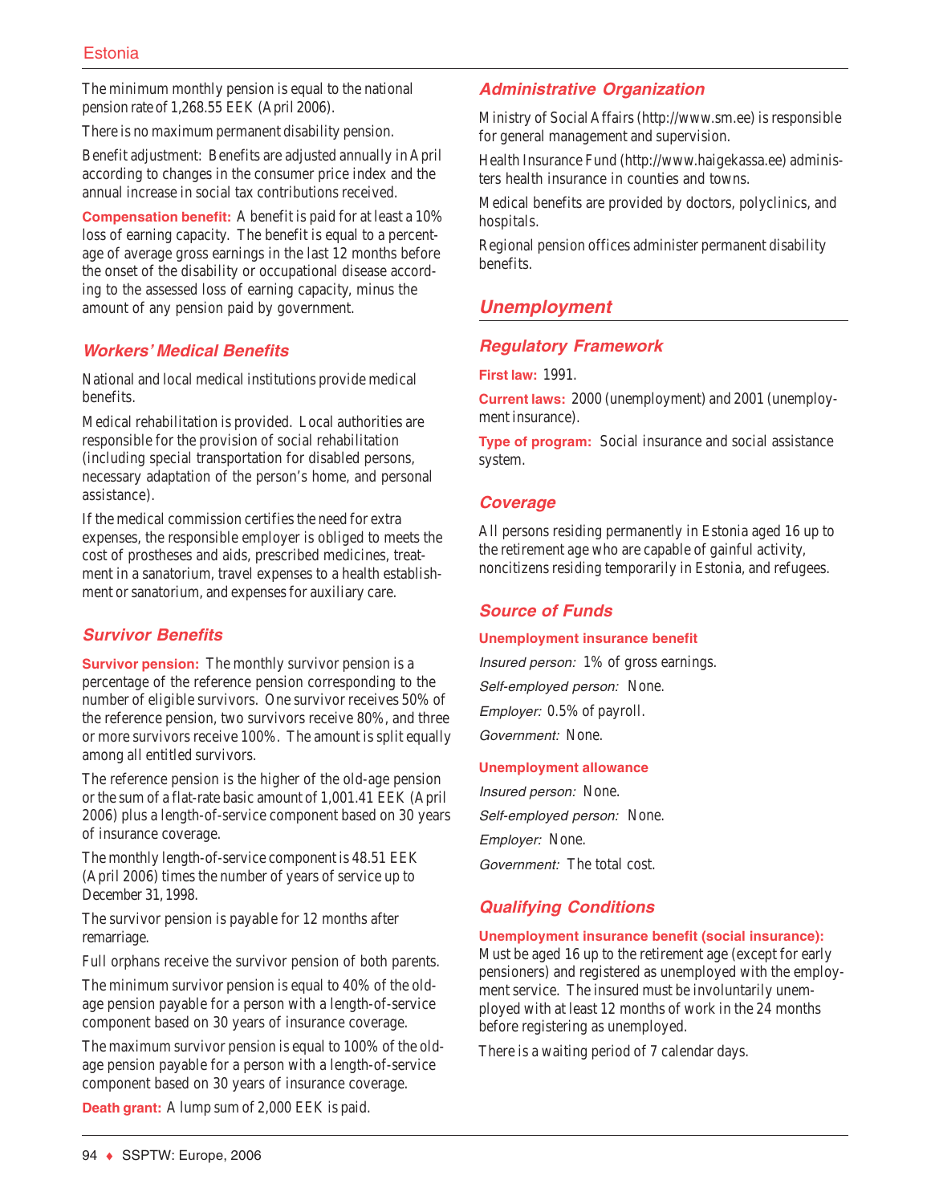The minimum monthly pension is equal to the national pension rate of 1,268.55 EEK (April 2006).

There is no maximum permanent disability pension.

Benefit adjustment: Benefits are adjusted annually in April according to changes in the consumer price index and the annual increase in social tax contributions received.

**Compensation benefit:** A benefit is paid for at least a 10% loss of earning capacity. The benefit is equal to a percentage of average gross earnings in the last 12 months before the onset of the disability or occupational disease according to the assessed loss of earning capacity, minus the amount of any pension paid by government.

### Workers' Medical Benefits

National and local medical institutions provide medical benefits.

Medical rehabilitation is provided. Local authorities are responsible for the provision of social rehabilitation (including special transportation for disabled persons, necessary adaptation of the person's home, and personal assistance).

If the medical commission certifies the need for extra expenses, the responsible employer is obliged to meets the cost of prostheses and aids, prescribed medicines, treatment in a sanatorium, travel expenses to a health establishment or sanatorium, and expenses for auxiliary care.

### Survivor Benefits

**Survivor pension:** The monthly survivor pension is a percentage of the reference pension corresponding to the number of eligible survivors. One survivor receives 50% of the reference pension, two survivors receive 80%, and three or more survivors receive 100%. The amount is split equally among all entitled survivors.

The reference pension is the higher of the old-age pension or the sum of a flat-rate basic amount of 1,001.41 EEK (April 2006) plus a length-of-service component based on 30 years of insurance coverage.

The monthly length-of-service component is 48.51 EEK (April 2006) times the number of years of service up to December 31, 1998.

The survivor pension is payable for 12 months after remarriage.

Full orphans receive the survivor pension of both parents.

The minimum survivor pension is equal to 40% of the old-age pension payable for a person with a length-of-service component based on 30 years of insurance coverage.

The maximum survivor pension is equal to 100% of the old-age pension payable for a person with a length-of-service component based on 30 years of insurance coverage.

**Death grant:** A lump sum of 2,000 EEK is paid.

### Administrative Organization

Ministry of Social Affairs (http://www.sm.ee) is responsible for general management and supervision.

Health Insurance Fund (http://www.haigekassa.ee) administers health insurance in counties and towns.

Medical benefits are provided by doctors, polyclinics, and hospitals.

Regional pension offices administer permanent disability benefits.

## Unemployment

### Regulatory Framework

**First law:** 1991.

**Current laws:** 2000 (unemployment) and 2001 (unemployment insurance).

**Type of program:** Social insurance and social assistance system.

### Coverage

All persons residing permanently in Estonia aged 16 up to the retirement age who are capable of gainful activity, noncitizens residing temporarily in Estonia, and refugees.

### Source of Funds

**Unemployment insurance benefit**

*Insured person:* 1% of gross earnings.

*Self-employed person:* None.

*Employer:* 0.5% of payroll.

*Government:* None.

**Unemployment allowance**

*Insured person:* None.

*Self-employed person:* None.

*Employer:* None.

*Government:* The total cost.

### Qualifying Conditions

**Unemployment insurance benefit (social insurance):** Must be aged 16 up to the retirement age (except for early pensioners) and registered as unemployed with the employment service. The insured must be involuntarily unemployed with at least 12 months of work in the 24 months before registering as unemployed.

There is a waiting period of 7 calendar days.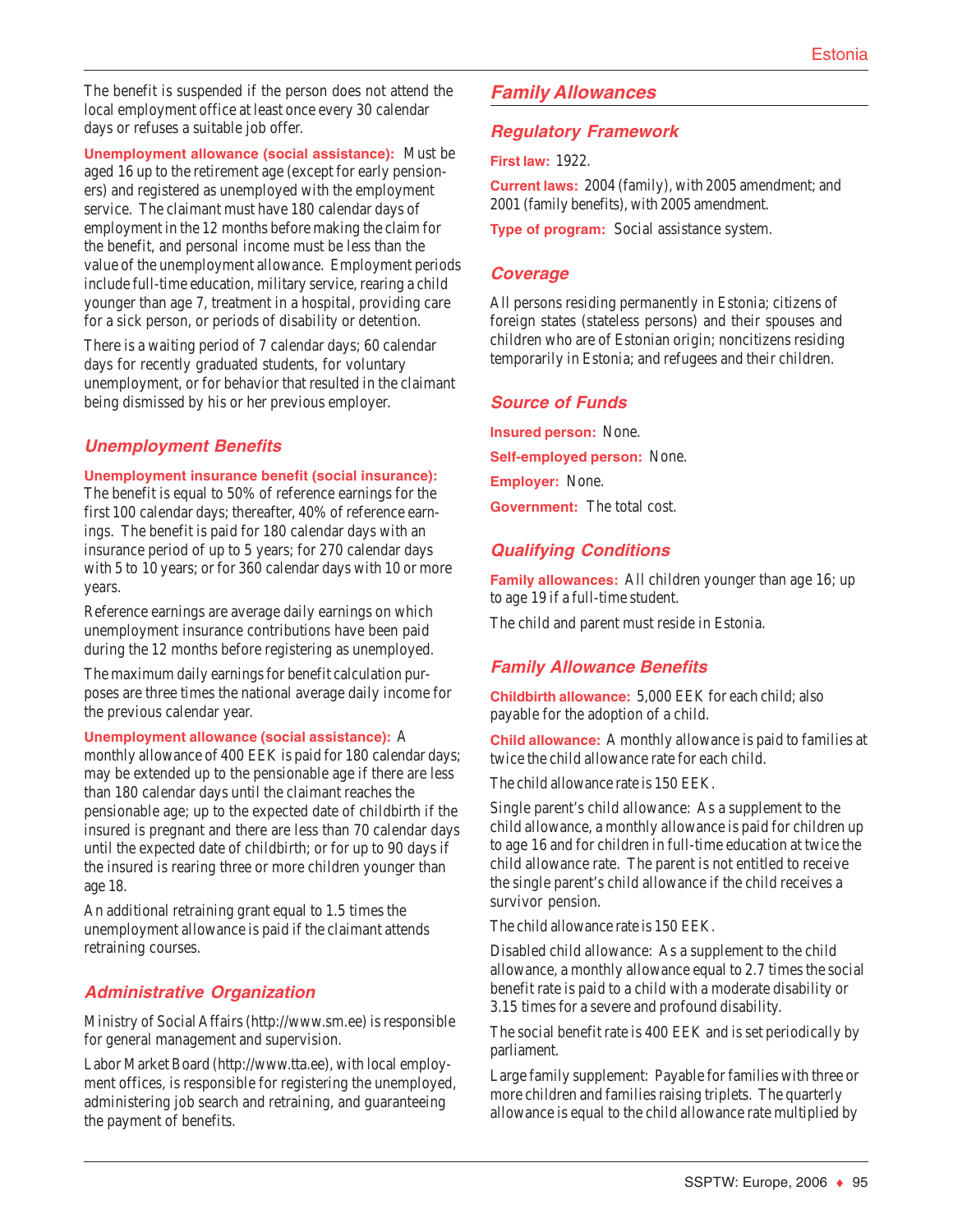The benefit is suspended if the person does not attend the local employment office at least once every 30 calendar days or refuses a suitable job offer.

**Unemployment allowance (social assistance):** Must be aged 16 up to the retirement age (except for early pensioners) and registered as unemployed with the employment service. The claimant must have 180 calendar days of employment in the 12 months before making the claim for the benefit, and personal income must be less than the value of the unemployment allowance. Employment periods include full-time education, military service, rearing a child younger than age 7, treatment in a hospital, providing care for a sick person, or periods of disability or detention.

There is a waiting period of 7 calendar days; 60 calendar days for recently graduated students, for voluntary unemployment, or for behavior that resulted in the claimant being dismissed by his or her previous employer.

### Unemployment Benefits

**Unemployment insurance benefit (social insurance):** The benefit is equal to 50% of reference earnings for the first 100 calendar days; thereafter, 40% of reference earnings. The benefit is paid for 180 calendar days with an insurance period of up to 5 years; for 270 calendar days with 5 to 10 years; or for 360 calendar days with 10 or more years.

Reference earnings are average daily earnings on which unemployment insurance contributions have been paid during the 12 months before registering as unemployed.

The maximum daily earnings for benefit calculation purposes are three times the national average daily income for the previous calendar year.

**Unemployment allowance (social assistance):** A monthly allowance of 400 EEK is paid for 180 calendar days; may be extended up to the pensionable age if there are less than 180 calendar days until the claimant reaches the pensionable age; up to the expected date of childbirth if the insured is pregnant and there are less than 70 calendar days until the expected date of childbirth; or for up to 90 days if the insured is rearing three or more children younger than age 18.

An additional retraining grant equal to 1.5 times the unemployment allowance is paid if the claimant attends retraining courses.

### Administrative Organization

Ministry of Social Affairs (http://www.sm.ee) is responsible for general management and supervision.

Labor Market Board (http://www.tta.ee), with local employment offices, is responsible for registering the unemployed, administering job search and retraining, and guaranteeing the payment of benefits.

## Family Allowances

### Regulatory Framework

**First law:** 1922.

**Current laws:** 2004 (family), with 2005 amendment; and 2001 (family benefits), with 2005 amendment.

**Type of program:** Social assistance system.

### Coverage

All persons residing permanently in Estonia; citizens of foreign states (stateless persons) and their spouses and children who are of Estonian origin; noncitizens residing temporarily in Estonia; and refugees and their children.

### Source of Funds

**Insured person:** None.

**Self-employed person:** None.

**Employer:** None.

**Government:** The total cost.

### Qualifying Conditions

**Family allowances:** All children younger than age 16; up to age 19 if a full-time student.

The child and parent must reside in Estonia.

### Family Allowance Benefits

**Childbirth allowance:** 5,000 EEK for each child; also payable for the adoption of a child.

**Child allowance:** A monthly allowance is paid to families at twice the child allowance rate for each child.

The child allowance rate is 150 EEK.

Single parent's child allowance: As a supplement to the child allowance, a monthly allowance is paid for children up to age 16 and for children in full-time education at twice the child allowance rate. The parent is not entitled to receive the single parent's child allowance if the child receives a survivor pension.

The child allowance rate is 150 EEK.

Disabled child allowance: As a supplement to the child allowance, a monthly allowance equal to 2.7 times the social benefit rate is paid to a child with a moderate disability or 3.15 times for a severe and profound disability.

The social benefit rate is 400 EEK and is set periodically by parliament.

Large family supplement: Payable for families with three or more children and families raising triplets. The quarterly allowance is equal to the child allowance rate multiplied by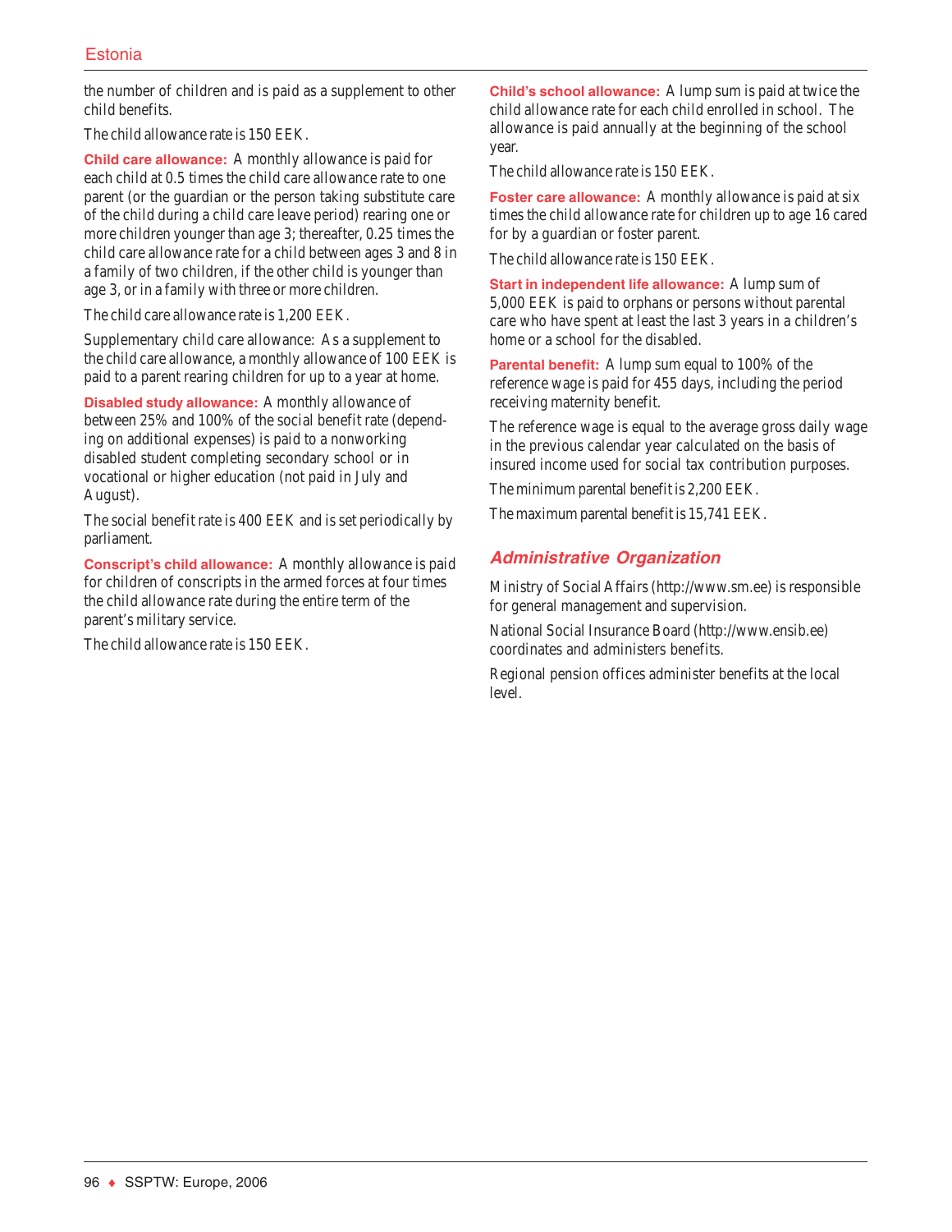the number of children and is paid as a supplement to other child benefits.

The child allowance rate is 150 EEK.

**Child care allowance:** A monthly allowance is paid for each child at 0.5 times the child care allowance rate to one parent (or the guardian or the person taking substitute care of the child during a child care leave period) rearing one or more children younger than age 3; thereafter, 0.25 times the child care allowance rate for a child between ages 3 and 8 in a family of two children, if the other child is younger than age 3, or in a family with three or more children.

The child care allowance rate is 1,200 EEK.

Supplementary child care allowance: As a supplement to the child care allowance, a monthly allowance of 100 EEK is paid to a parent rearing children for up to a year at home.

**Disabled study allowance:** A monthly allowance of between 25% and 100% of the social benefit rate (depending on additional expenses) is paid to a nonworking disabled student completing secondary school or in vocational or higher education (not paid in July and August).

The social benefit rate is 400 EEK and is set periodically by parliament.

**Conscript's child allowance:** A monthly allowance is paid for children of conscripts in the armed forces at four times the child allowance rate during the entire term of the parent's military service.

The child allowance rate is 150 EEK.

**Child's school allowance:** A lump sum is paid at twice the child allowance rate for each child enrolled in school. The allowance is paid annually at the beginning of the school year.

The child allowance rate is 150 EEK.

**Foster care allowance:** A monthly allowance is paid at six times the child allowance rate for children up to age 16 cared for by a guardian or foster parent.

The child allowance rate is 150 EEK.

**Start in independent life allowance:** A lump sum of 5,000 EEK is paid to orphans or persons without parental care who have spent at least the last 3 years in a children's home or a school for the disabled.

**Parental benefit:** A lump sum equal to 100% of the reference wage is paid for 455 days, including the period receiving maternity benefit.

The reference wage is equal to the average gross daily wage in the previous calendar year calculated on the basis of insured income used for social tax contribution purposes.

The minimum parental benefit is 2,200 EEK.

The maximum parental benefit is 15,741 EEK.

## *Administrative Organization*

Ministry of Social Affairs (http://www.sm.ee) is responsible for general management and supervision.

National Social Insurance Board (http://www.ensib.ee) coordinates and administers benefits.

Regional pension offices administer benefits at the local level.